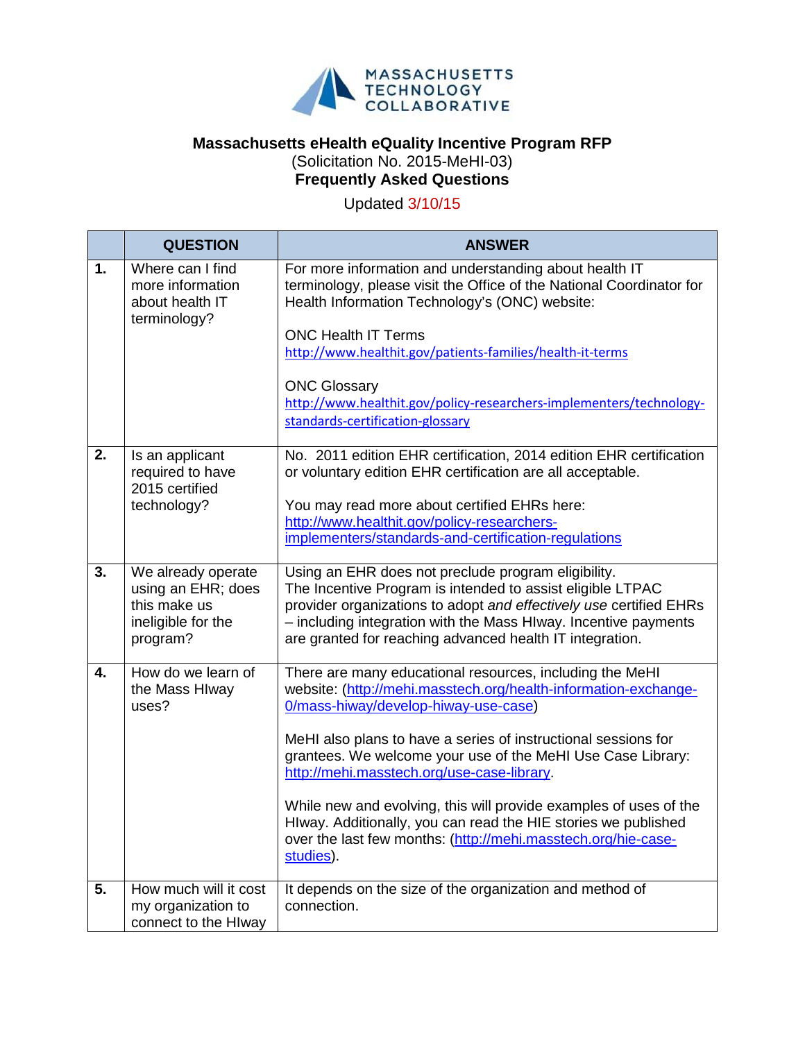MASSACHUSETTS TECHNOLOGY COLLABORATIVE

**Massachusetts eHealth eQuality Incentive Program RFP**
(Solicitation No. 2015-MeHI-03)
**Frequently Asked Questions**

Updated 3/10/15

| | QUESTION | ANSWER |
|---|---|---|
| **1.** | Where can I find more information about health IT terminology? | For more information and understanding about health IT terminology, please visit the Office of the National Coordinator for Health Information Technology's (ONC) website:<br><br>ONC Health IT Terms<br>http://www.healthit.gov/patients-families/health-it-terms<br><br>ONC Glossary<br>http://www.healthit.gov/policy-researchers-implementers/technology-standards-certification-glossary |
| **2.** | Is an applicant required to have 2015 certified technology? | No. 2011 edition EHR certification, 2014 edition EHR certification or voluntary edition EHR certification are all acceptable.<br><br>You may read more about certified EHRs here: http://www.healthit.gov/policy-researchers-implementers/standards-and-certification-regulations |
| **3.** | We already operate using an EHR; does this make us ineligible for the program? | Using an EHR does not preclude program eligibility. The Incentive Program is intended to assist eligible LTPAC provider organizations to adopt *and effectively use* certified EHRs – including integration with the Mass HIway. Incentive payments are granted for reaching advanced health IT integration. |
| **4.** | How do we learn of the Mass HIway uses? | There are many educational resources, including the MeHI website: (http://mehi.masstech.org/health-information-exchange-0/mass-hiway/develop-hiway-use-case)<br><br>MeHI also plans to have a series of instructional sessions for grantees. We welcome your use of the MeHI Use Case Library: http://mehi.masstech.org/use-case-library.<br><br>While new and evolving, this will provide examples of uses of the HIway. Additionally, you can read the HIE stories we published over the last few months: (http://mehi.masstech.org/hie-case-studies). |
| **5.** | How much will it cost my organization to connect to the HIway | It depends on the size of the organization and method of connection. |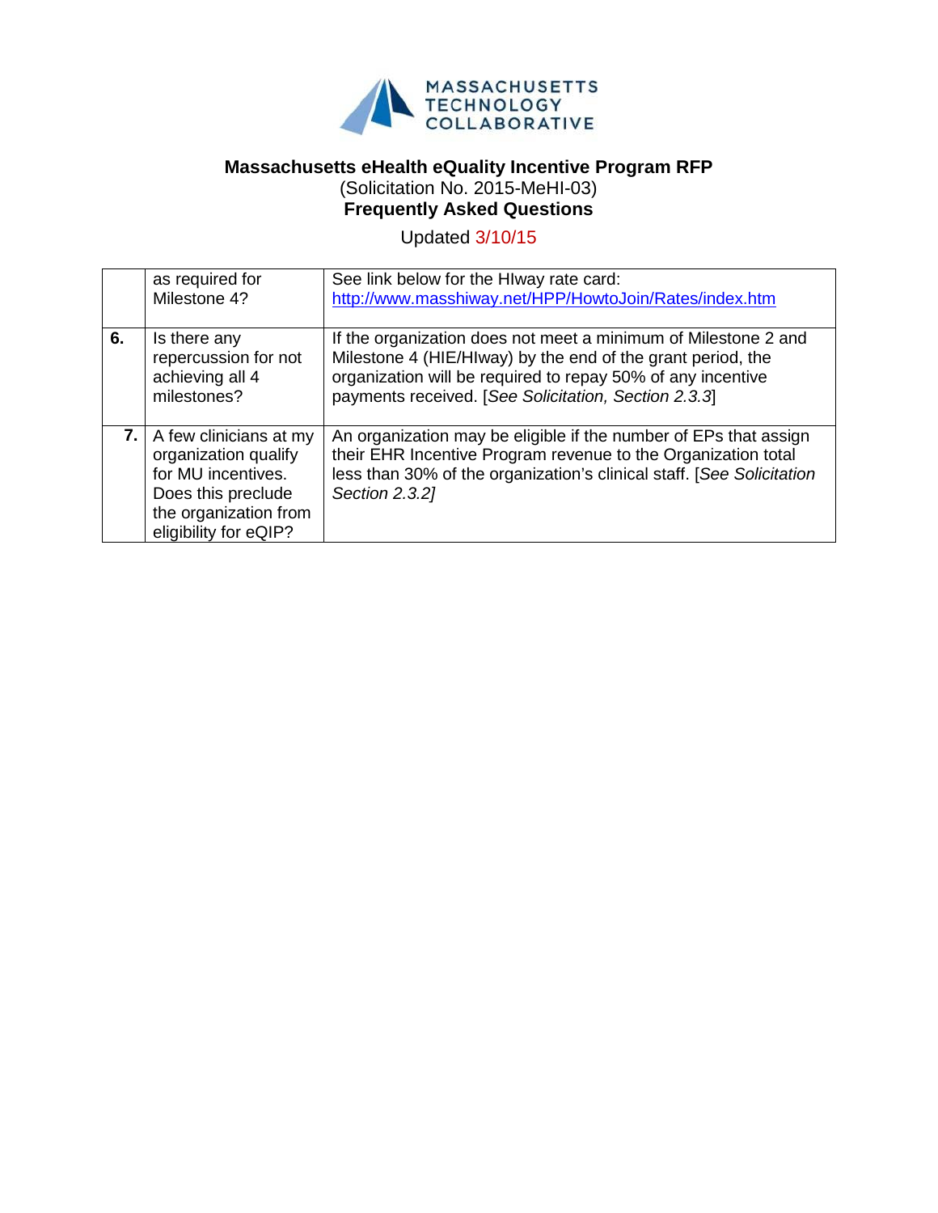**Massachusetts eHealth eQuality Incentive Program RFP**
(Solicitation No. 2015-MeHI-03)
**Frequently Asked Questions**

Updated 3/10/15

| | | |
|---|---|---|
| | as required for Milestone 4? | See link below for the HIway rate card: http://www.masshiway.net/HPP/HowtoJoin/Rates/index.htm |
| **6.** | Is there any repercussion for not achieving all 4 milestones? | If the organization does not meet a minimum of Milestone 2 and Milestone 4 (HIE/HIway) by the end of the grant period, the organization will be required to repay 50% of any incentive payments received. [*See Solicitation, Section 2.3.3*] |
| **7.** | A few clinicians at my organization qualify for MU incentives. Does this preclude the organization from eligibility for eQIP? | An organization may be eligible if the number of EPs that assign their EHR Incentive Program revenue to the Organization total less than 30% of the organization's clinical staff. [*See Solicitation Section 2.3.2]* |